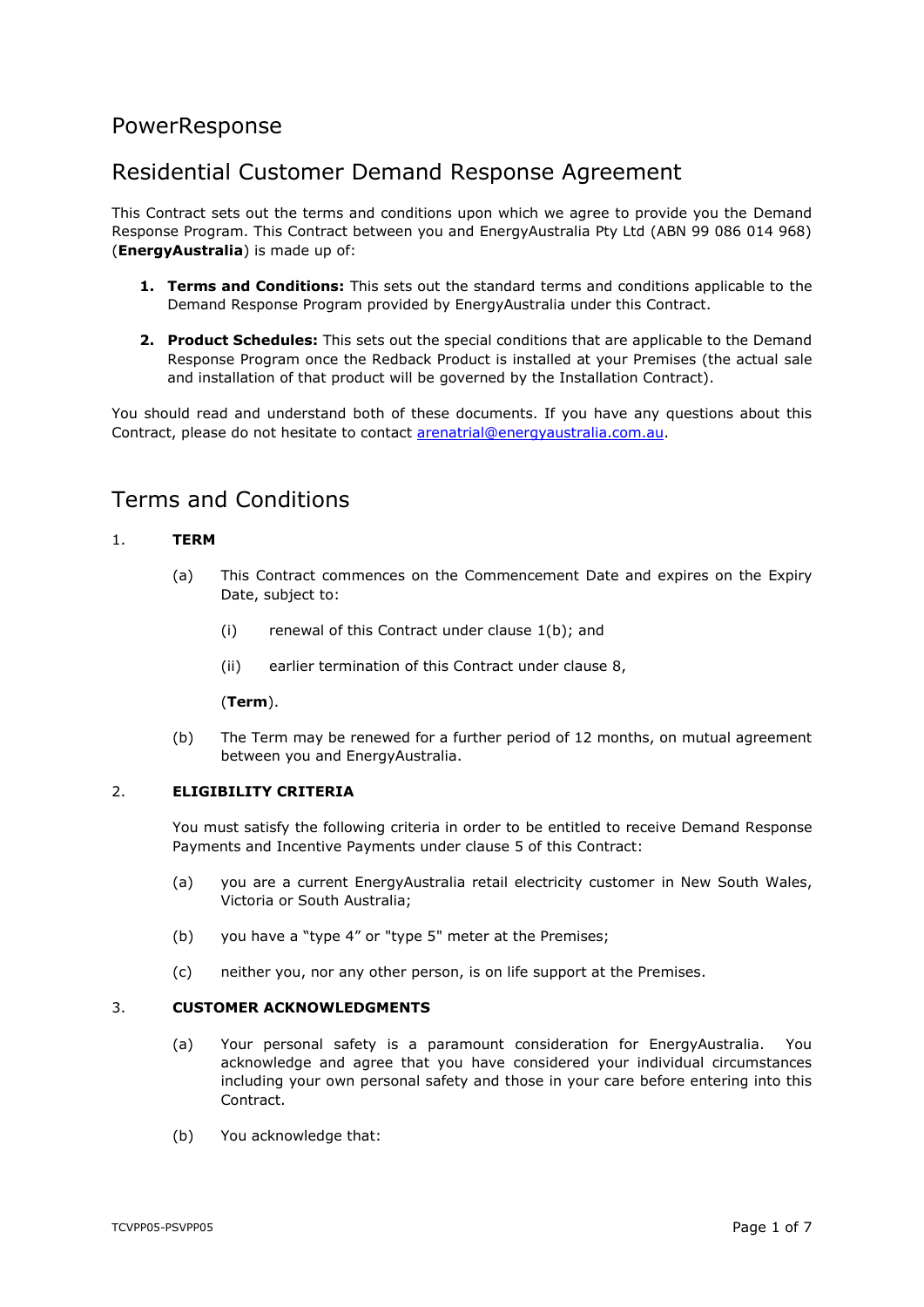# PowerResponse

## Residential Customer Demand Response Agreement

This Contract sets out the terms and conditions upon which we agree to provide you the Demand Response Program. This Contract between you and EnergyAustralia Pty Ltd (ABN 99 086 014 968) (**EnergyAustralia**) is made up of:

1. **Terms and Conditions:** This sets out the standard terms and conditions applicable to the Demand Response Program provided by EnergyAustralia under this Contract.

2. **Product Schedules:** This sets out the special conditions that are applicable to the Demand Response Program once the Redback Product is installed at your Premises (the actual sale and installation of that product will be governed by the Installation Contract).

You should read and understand both of these documents. If you have any questions about this Contract, please do not hesitate to contact arenatrial@energyaustralia.com.au.

## Terms and Conditions

1. **TERM**

   (a) This Contract commences on the Commencement Date and expires on the Expiry Date, subject to:

      (i) renewal of this Contract under clause 1(b); and

      (ii) earlier termination of this Contract under clause 8,

      (**Term**).

   (b) The Term may be renewed for a further period of 12 months, on mutual agreement between you and EnergyAustralia.

2. **ELIGIBILITY CRITERIA**

   You must satisfy the following criteria in order to be entitled to receive Demand Response Payments and Incentive Payments under clause 5 of this Contract:

   (a) you are a current EnergyAustralia retail electricity customer in New South Wales, Victoria or South Australia;

   (b) you have a "type 4" or "type 5" meter at the Premises;

   (c) neither you, nor any other person, is on life support at the Premises.

3. **CUSTOMER ACKNOWLEDGMENTS**

   (a) Your personal safety is a paramount consideration for EnergyAustralia. You acknowledge and agree that you have considered your individual circumstances including your own personal safety and those in your care before entering into this Contract.

   (b) You acknowledge that: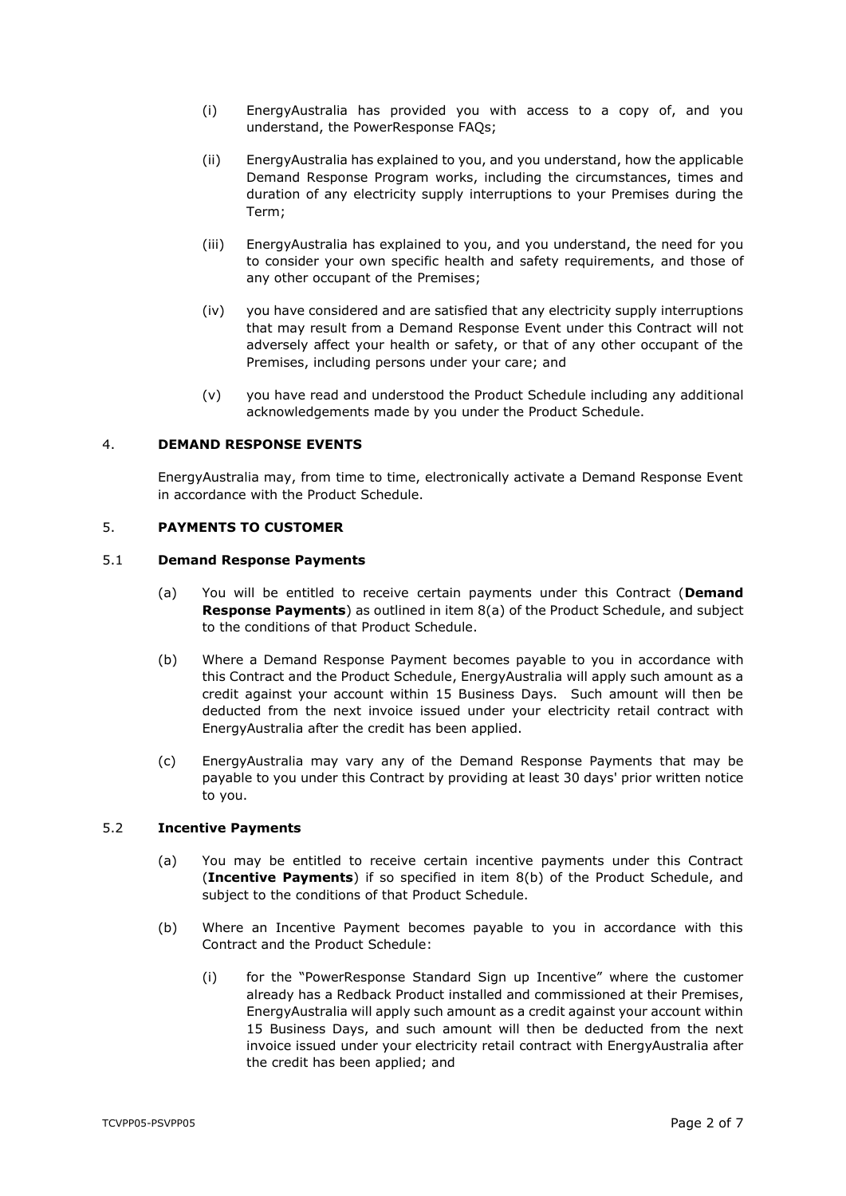(i) EnergyAustralia has provided you with access to a copy of, and you understand, the PowerResponse FAQs;

(ii) EnergyAustralia has explained to you, and you understand, how the applicable Demand Response Program works, including the circumstances, times and duration of any electricity supply interruptions to your Premises during the Term;

(iii) EnergyAustralia has explained to you, and you understand, the need for you to consider your own specific health and safety requirements, and those of any other occupant of the Premises;

(iv) you have considered and are satisfied that any electricity supply interruptions that may result from a Demand Response Event under this Contract will not adversely affect your health or safety, or that of any other occupant of the Premises, including persons under your care; and

(v) you have read and understood the Product Schedule including any additional acknowledgements made by you under the Product Schedule.

## 4. DEMAND RESPONSE EVENTS

EnergyAustralia may, from time to time, electronically activate a Demand Response Event in accordance with the Product Schedule.

## 5. PAYMENTS TO CUSTOMER

### 5.1 Demand Response Payments

(a) You will be entitled to receive certain payments under this Contract (**Demand Response Payments**) as outlined in item 8(a) of the Product Schedule, and subject to the conditions of that Product Schedule.

(b) Where a Demand Response Payment becomes payable to you in accordance with this Contract and the Product Schedule, EnergyAustralia will apply such amount as a credit against your account within 15 Business Days. Such amount will then be deducted from the next invoice issued under your electricity retail contract with EnergyAustralia after the credit has been applied.

(c) EnergyAustralia may vary any of the Demand Response Payments that may be payable to you under this Contract by providing at least 30 days' prior written notice to you.

### 5.2 Incentive Payments

(a) You may be entitled to receive certain incentive payments under this Contract (**Incentive Payments**) if so specified in item 8(b) of the Product Schedule, and subject to the conditions of that Product Schedule.

(b) Where an Incentive Payment becomes payable to you in accordance with this Contract and the Product Schedule:

(i) for the "PowerResponse Standard Sign up Incentive" where the customer already has a Redback Product installed and commissioned at their Premises, EnergyAustralia will apply such amount as a credit against your account within 15 Business Days, and such amount will then be deducted from the next invoice issued under your electricity retail contract with EnergyAustralia after the credit has been applied; and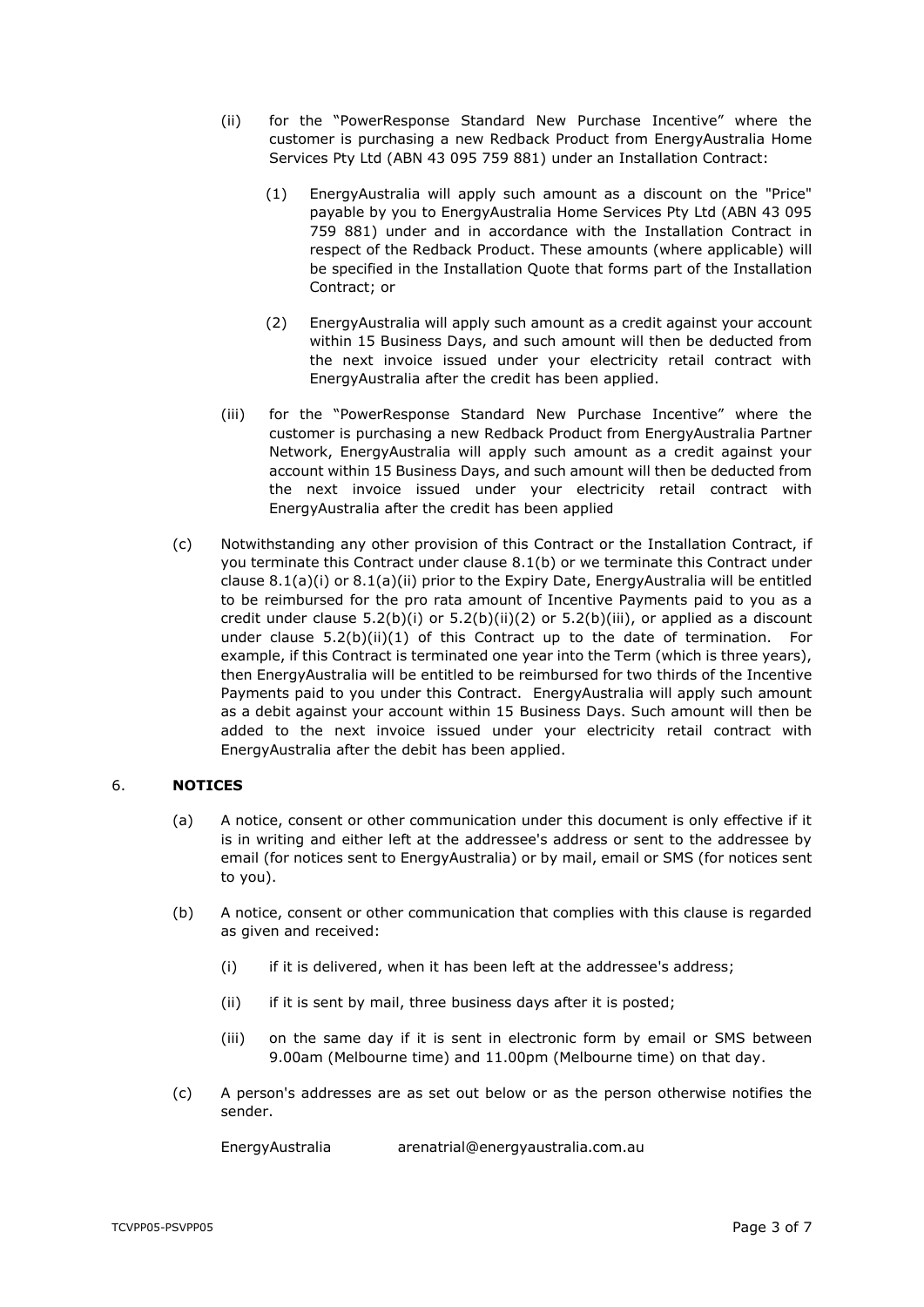(ii) for the "PowerResponse Standard New Purchase Incentive" where the customer is purchasing a new Redback Product from EnergyAustralia Home Services Pty Ltd (ABN 43 095 759 881) under an Installation Contract:

(1) EnergyAustralia will apply such amount as a discount on the "Price" payable by you to EnergyAustralia Home Services Pty Ltd (ABN 43 095 759 881) under and in accordance with the Installation Contract in respect of the Redback Product. These amounts (where applicable) will be specified in the Installation Quote that forms part of the Installation Contract; or

(2) EnergyAustralia will apply such amount as a credit against your account within 15 Business Days, and such amount will then be deducted from the next invoice issued under your electricity retail contract with EnergyAustralia after the credit has been applied.

(iii) for the "PowerResponse Standard New Purchase Incentive" where the customer is purchasing a new Redback Product from EnergyAustralia Partner Network, EnergyAustralia will apply such amount as a credit against your account within 15 Business Days, and such amount will then be deducted from the next invoice issued under your electricity retail contract with EnergyAustralia after the credit has been applied

(c) Notwithstanding any other provision of this Contract or the Installation Contract, if you terminate this Contract under clause 8.1(b) or we terminate this Contract under clause 8.1(a)(i) or 8.1(a)(ii) prior to the Expiry Date, EnergyAustralia will be entitled to be reimbursed for the pro rata amount of Incentive Payments paid to you as a credit under clause 5.2(b)(i) or 5.2(b)(ii)(2) or 5.2(b)(iii), or applied as a discount under clause 5.2(b)(ii)(1) of this Contract up to the date of termination. For example, if this Contract is terminated one year into the Term (which is three years), then EnergyAustralia will be entitled to be reimbursed for two thirds of the Incentive Payments paid to you under this Contract. EnergyAustralia will apply such amount as a debit against your account within 15 Business Days. Such amount will then be added to the next invoice issued under your electricity retail contract with EnergyAustralia after the debit has been applied.

## 6. NOTICES

(a) A notice, consent or other communication under this document is only effective if it is in writing and either left at the addressee's address or sent to the addressee by email (for notices sent to EnergyAustralia) or by mail, email or SMS (for notices sent to you).

(b) A notice, consent or other communication that complies with this clause is regarded as given and received:

(i) if it is delivered, when it has been left at the addressee's address;

(ii) if it is sent by mail, three business days after it is posted;

(iii) on the same day if it is sent in electronic form by email or SMS between 9.00am (Melbourne time) and 11.00pm (Melbourne time) on that day.

(c) A person's addresses are as set out below or as the person otherwise notifies the sender.

EnergyAustralia arenatrial@energyaustralia.com.au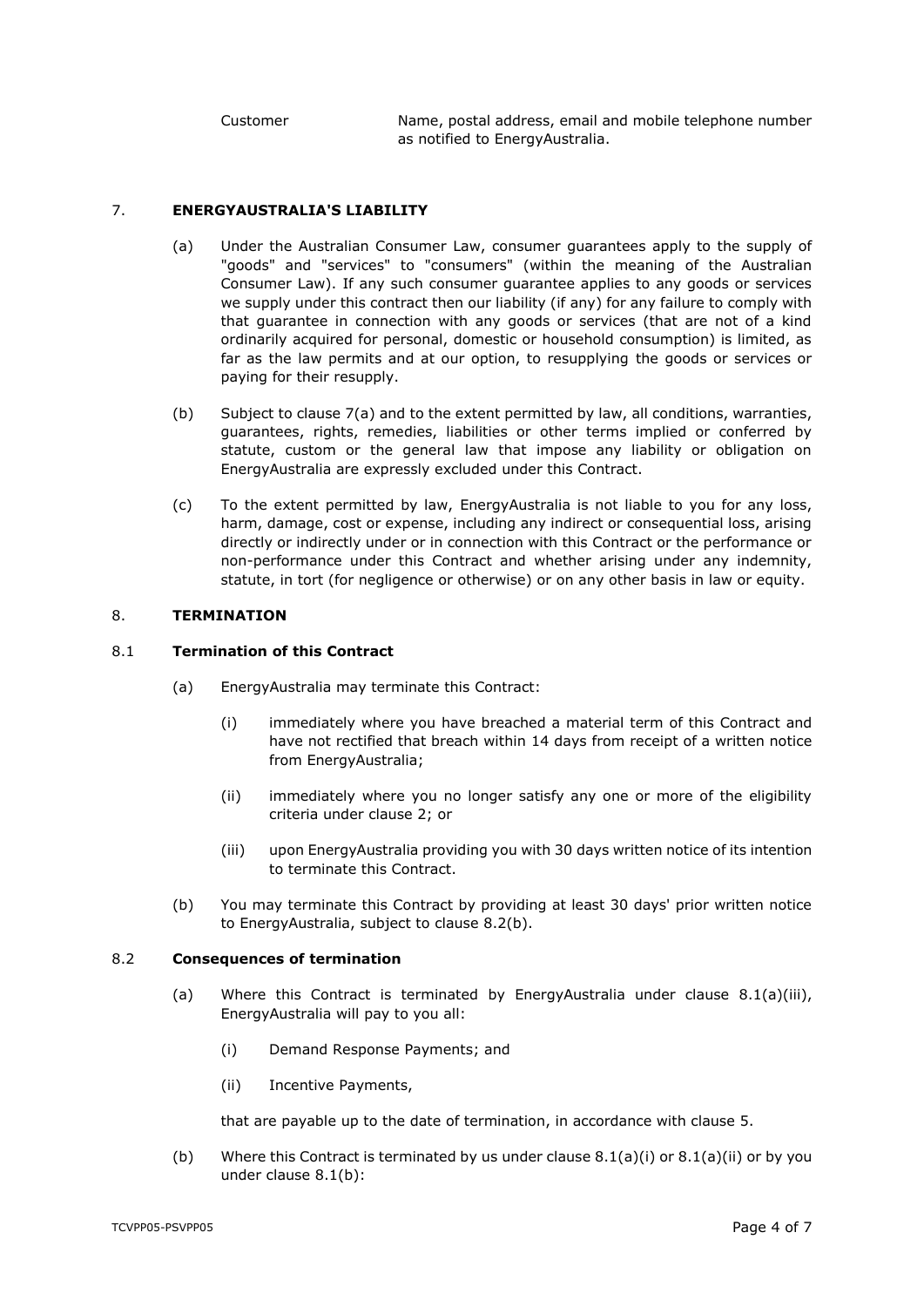| | |
|---|---|
| Customer | Name, postal address, email and mobile telephone number as notified to EnergyAustralia. |

## 7. ENERGYAUSTRALIA'S LIABILITY

(a) Under the Australian Consumer Law, consumer guarantees apply to the supply of "goods" and "services" to "consumers" (within the meaning of the Australian Consumer Law). If any such consumer guarantee applies to any goods or services we supply under this contract then our liability (if any) for any failure to comply with that guarantee in connection with any goods or services (that are not of a kind ordinarily acquired for personal, domestic or household consumption) is limited, as far as the law permits and at our option, to resupplying the goods or services or paying for their resupply.

(b) Subject to clause 7(a) and to the extent permitted by law, all conditions, warranties, guarantees, rights, remedies, liabilities or other terms implied or conferred by statute, custom or the general law that impose any liability or obligation on EnergyAustralia are expressly excluded under this Contract.

(c) To the extent permitted by law, EnergyAustralia is not liable to you for any loss, harm, damage, cost or expense, including any indirect or consequential loss, arising directly or indirectly under or in connection with this Contract or the performance or non-performance under this Contract and whether arising under any indemnity, statute, in tort (for negligence or otherwise) or on any other basis in law or equity.

## 8. TERMINATION

### 8.1 Termination of this Contract

(a) EnergyAustralia may terminate this Contract:

(i) immediately where you have breached a material term of this Contract and have not rectified that breach within 14 days from receipt of a written notice from EnergyAustralia;

(ii) immediately where you no longer satisfy any one or more of the eligibility criteria under clause 2; or

(iii) upon EnergyAustralia providing you with 30 days written notice of its intention to terminate this Contract.

(b) You may terminate this Contract by providing at least 30 days' prior written notice to EnergyAustralia, subject to clause 8.2(b).

### 8.2 Consequences of termination

(a) Where this Contract is terminated by EnergyAustralia under clause 8.1(a)(iii), EnergyAustralia will pay to you all:

(i) Demand Response Payments; and

(ii) Incentive Payments,

that are payable up to the date of termination, in accordance with clause 5.

(b) Where this Contract is terminated by us under clause 8.1(a)(i) or 8.1(a)(ii) or by you under clause 8.1(b):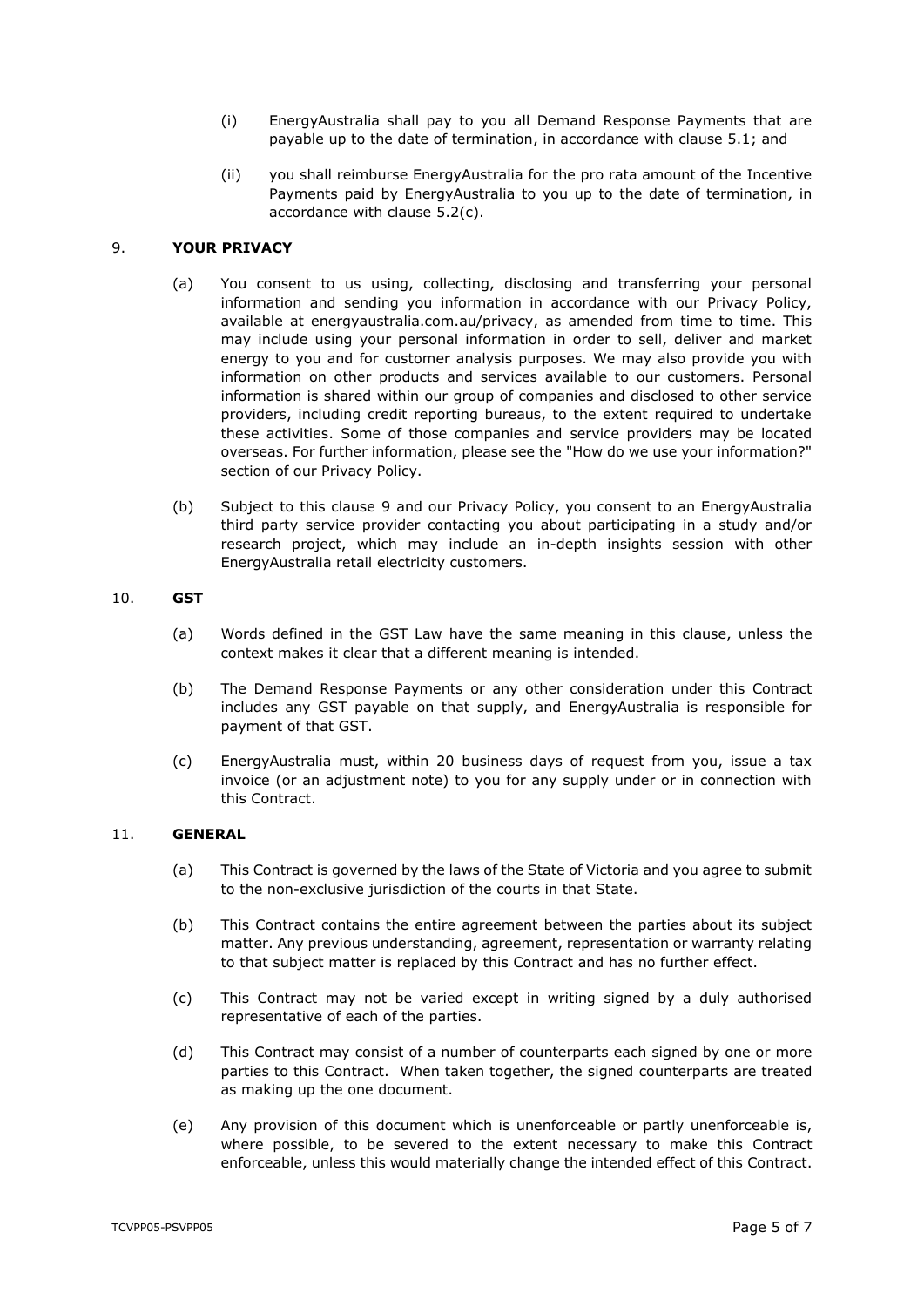(i) EnergyAustralia shall pay to you all Demand Response Payments that are payable up to the date of termination, in accordance with clause 5.1; and

(ii) you shall reimburse EnergyAustralia for the pro rata amount of the Incentive Payments paid by EnergyAustralia to you up to the date of termination, in accordance with clause 5.2(c).

## 9. **YOUR PRIVACY**

(a) You consent to us using, collecting, disclosing and transferring your personal information and sending you information in accordance with our Privacy Policy, available at energyaustralia.com.au/privacy, as amended from time to time. This may include using your personal information in order to sell, deliver and market energy to you and for customer analysis purposes. We may also provide you with information on other products and services available to our customers. Personal information is shared within our group of companies and disclosed to other service providers, including credit reporting bureaus, to the extent required to undertake these activities. Some of those companies and service providers may be located overseas. For further information, please see the "How do we use your information?" section of our Privacy Policy.

(b) Subject to this clause 9 and our Privacy Policy, you consent to an EnergyAustralia third party service provider contacting you about participating in a study and/or research project, which may include an in-depth insights session with other EnergyAustralia retail electricity customers.

## 10. **GST**

(a) Words defined in the GST Law have the same meaning in this clause, unless the context makes it clear that a different meaning is intended.

(b) The Demand Response Payments or any other consideration under this Contract includes any GST payable on that supply, and EnergyAustralia is responsible for payment of that GST.

(c) EnergyAustralia must, within 20 business days of request from you, issue a tax invoice (or an adjustment note) to you for any supply under or in connection with this Contract.

## 11. **GENERAL**

(a) This Contract is governed by the laws of the State of Victoria and you agree to submit to the non-exclusive jurisdiction of the courts in that State.

(b) This Contract contains the entire agreement between the parties about its subject matter. Any previous understanding, agreement, representation or warranty relating to that subject matter is replaced by this Contract and has no further effect.

(c) This Contract may not be varied except in writing signed by a duly authorised representative of each of the parties.

(d) This Contract may consist of a number of counterparts each signed by one or more parties to this Contract. When taken together, the signed counterparts are treated as making up the one document.

(e) Any provision of this document which is unenforceable or partly unenforceable is, where possible, to be severed to the extent necessary to make this Contract enforceable, unless this would materially change the intended effect of this Contract.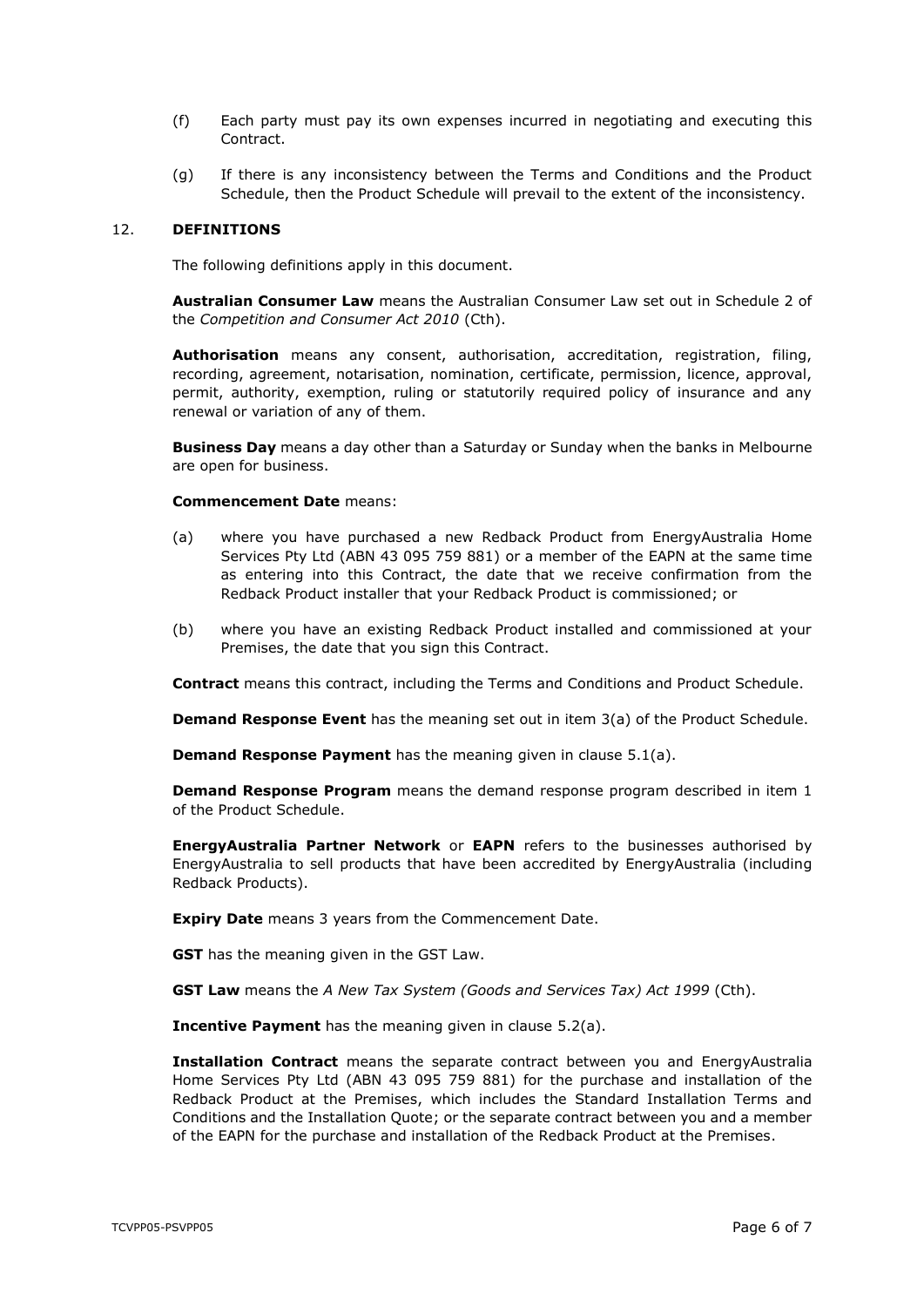(f) Each party must pay its own expenses incurred in negotiating and executing this Contract.

(g) If there is any inconsistency between the Terms and Conditions and the Product Schedule, then the Product Schedule will prevail to the extent of the inconsistency.

## 12. DEFINITIONS

The following definitions apply in this document.

**Australian Consumer Law** means the Australian Consumer Law set out in Schedule 2 of the *Competition and Consumer Act 2010* (Cth).

**Authorisation** means any consent, authorisation, accreditation, registration, filing, recording, agreement, notarisation, nomination, certificate, permission, licence, approval, permit, authority, exemption, ruling or statutorily required policy of insurance and any renewal or variation of any of them.

**Business Day** means a day other than a Saturday or Sunday when the banks in Melbourne are open for business.

**Commencement Date** means:

(a) where you have purchased a new Redback Product from EnergyAustralia Home Services Pty Ltd (ABN 43 095 759 881) or a member of the EAPN at the same time as entering into this Contract, the date that we receive confirmation from the Redback Product installer that your Redback Product is commissioned; or

(b) where you have an existing Redback Product installed and commissioned at your Premises, the date that you sign this Contract.

**Contract** means this contract, including the Terms and Conditions and Product Schedule.

**Demand Response Event** has the meaning set out in item 3(a) of the Product Schedule.

**Demand Response Payment** has the meaning given in clause 5.1(a).

**Demand Response Program** means the demand response program described in item 1 of the Product Schedule.

**EnergyAustralia Partner Network** or **EAPN** refers to the businesses authorised by EnergyAustralia to sell products that have been accredited by EnergyAustralia (including Redback Products).

**Expiry Date** means 3 years from the Commencement Date.

**GST** has the meaning given in the GST Law.

**GST Law** means the *A New Tax System (Goods and Services Tax) Act 1999* (Cth).

**Incentive Payment** has the meaning given in clause 5.2(a).

**Installation Contract** means the separate contract between you and EnergyAustralia Home Services Pty Ltd (ABN 43 095 759 881) for the purchase and installation of the Redback Product at the Premises, which includes the Standard Installation Terms and Conditions and the Installation Quote; or the separate contract between you and a member of the EAPN for the purchase and installation of the Redback Product at the Premises.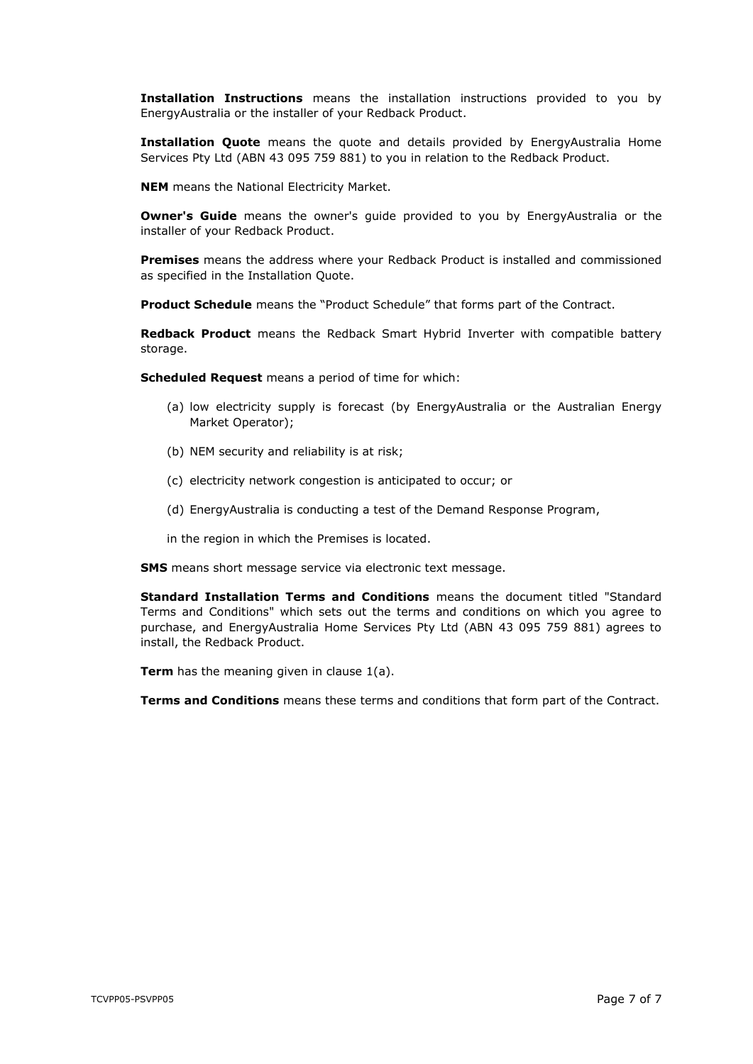**Installation Instructions** means the installation instructions provided to you by EnergyAustralia or the installer of your Redback Product.

**Installation Quote** means the quote and details provided by EnergyAustralia Home Services Pty Ltd (ABN 43 095 759 881) to you in relation to the Redback Product.

**NEM** means the National Electricity Market.

**Owner's Guide** means the owner's guide provided to you by EnergyAustralia or the installer of your Redback Product.

**Premises** means the address where your Redback Product is installed and commissioned as specified in the Installation Quote.

**Product Schedule** means the "Product Schedule" that forms part of the Contract.

**Redback Product** means the Redback Smart Hybrid Inverter with compatible battery storage.

**Scheduled Request** means a period of time for which:

(a) low electricity supply is forecast (by EnergyAustralia or the Australian Energy Market Operator);

(b) NEM security and reliability is at risk;

(c) electricity network congestion is anticipated to occur; or

(d) EnergyAustralia is conducting a test of the Demand Response Program,

in the region in which the Premises is located.

**SMS** means short message service via electronic text message.

**Standard Installation Terms and Conditions** means the document titled "Standard Terms and Conditions" which sets out the terms and conditions on which you agree to purchase, and EnergyAustralia Home Services Pty Ltd (ABN 43 095 759 881) agrees to install, the Redback Product.

**Term** has the meaning given in clause 1(a).

**Terms and Conditions** means these terms and conditions that form part of the Contract.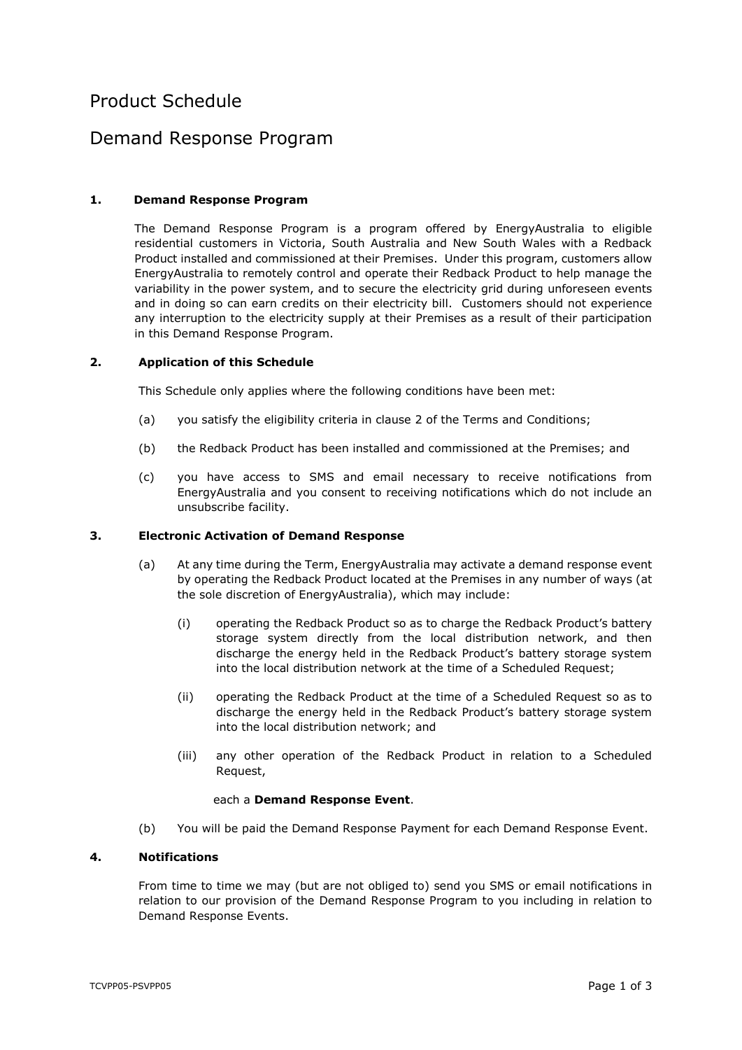# Product Schedule

# Demand Response Program

**1. Demand Response Program**

The Demand Response Program is a program offered by EnergyAustralia to eligible residential customers in Victoria, South Australia and New South Wales with a Redback Product installed and commissioned at their Premises. Under this program, customers allow EnergyAustralia to remotely control and operate their Redback Product to help manage the variability in the power system, and to secure the electricity grid during unforeseen events and in doing so can earn credits on their electricity bill. Customers should not experience any interruption to the electricity supply at their Premises as a result of their participation in this Demand Response Program.

**2. Application of this Schedule**

This Schedule only applies where the following conditions have been met:

(a) you satisfy the eligibility criteria in clause 2 of the Terms and Conditions;

(b) the Redback Product has been installed and commissioned at the Premises; and

(c) you have access to SMS and email necessary to receive notifications from EnergyAustralia and you consent to receiving notifications which do not include an unsubscribe facility.

**3. Electronic Activation of Demand Response**

(a) At any time during the Term, EnergyAustralia may activate a demand response event by operating the Redback Product located at the Premises in any number of ways (at the sole discretion of EnergyAustralia), which may include:

(i) operating the Redback Product so as to charge the Redback Product's battery storage system directly from the local distribution network, and then discharge the energy held in the Redback Product's battery storage system into the local distribution network at the time of a Scheduled Request;

(ii) operating the Redback Product at the time of a Scheduled Request so as to discharge the energy held in the Redback Product's battery storage system into the local distribution network; and

(iii) any other operation of the Redback Product in relation to a Scheduled Request,

each a **Demand Response Event**.

(b) You will be paid the Demand Response Payment for each Demand Response Event.

**4. Notifications**

From time to time we may (but are not obliged to) send you SMS or email notifications in relation to our provision of the Demand Response Program to you including in relation to Demand Response Events.

TCVPP05-PSVPP05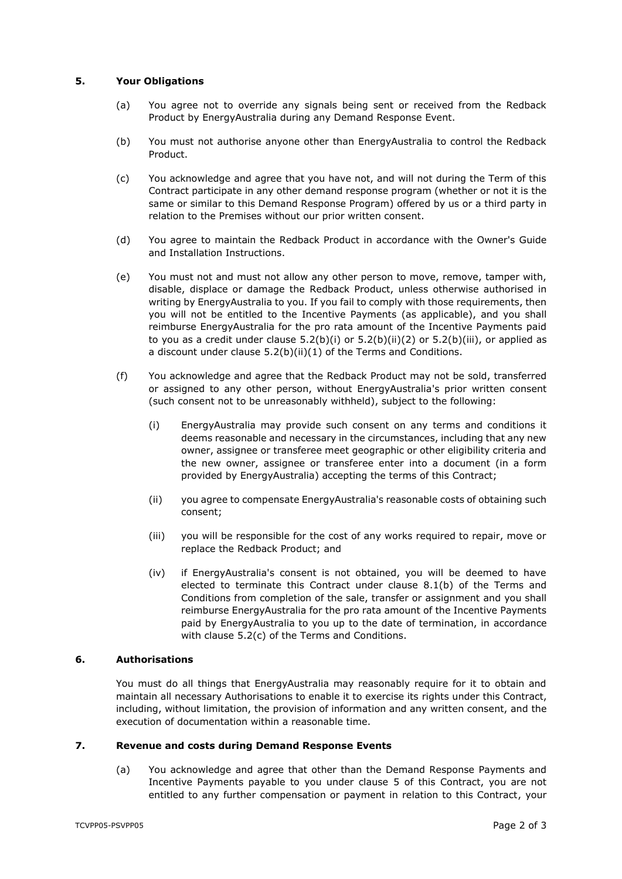## 5. Your Obligations

(a) You agree not to override any signals being sent or received from the Redback Product by EnergyAustralia during any Demand Response Event.

(b) You must not authorise anyone other than EnergyAustralia to control the Redback Product.

(c) You acknowledge and agree that you have not, and will not during the Term of this Contract participate in any other demand response program (whether or not it is the same or similar to this Demand Response Program) offered by us or a third party in relation to the Premises without our prior written consent.

(d) You agree to maintain the Redback Product in accordance with the Owner's Guide and Installation Instructions.

(e) You must not and must not allow any other person to move, remove, tamper with, disable, displace or damage the Redback Product, unless otherwise authorised in writing by EnergyAustralia to you. If you fail to comply with those requirements, then you will not be entitled to the Incentive Payments (as applicable), and you shall reimburse EnergyAustralia for the pro rata amount of the Incentive Payments paid to you as a credit under clause 5.2(b)(i) or 5.2(b)(ii)(2) or 5.2(b)(iii), or applied as a discount under clause 5.2(b)(ii)(1) of the Terms and Conditions.

(f) You acknowledge and agree that the Redback Product may not be sold, transferred or assigned to any other person, without EnergyAustralia's prior written consent (such consent not to be unreasonably withheld), subject to the following:

(i) EnergyAustralia may provide such consent on any terms and conditions it deems reasonable and necessary in the circumstances, including that any new owner, assignee or transferee meet geographic or other eligibility criteria and the new owner, assignee or transferee enter into a document (in a form provided by EnergyAustralia) accepting the terms of this Contract;

(ii) you agree to compensate EnergyAustralia's reasonable costs of obtaining such consent;

(iii) you will be responsible for the cost of any works required to repair, move or replace the Redback Product; and

(iv) if EnergyAustralia's consent is not obtained, you will be deemed to have elected to terminate this Contract under clause 8.1(b) of the Terms and Conditions from completion of the sale, transfer or assignment and you shall reimburse EnergyAustralia for the pro rata amount of the Incentive Payments paid by EnergyAustralia to you up to the date of termination, in accordance with clause 5.2(c) of the Terms and Conditions.

## 6. Authorisations

You must do all things that EnergyAustralia may reasonably require for it to obtain and maintain all necessary Authorisations to enable it to exercise its rights under this Contract, including, without limitation, the provision of information and any written consent, and the execution of documentation within a reasonable time.

## 7. Revenue and costs during Demand Response Events

(a) You acknowledge and agree that other than the Demand Response Payments and Incentive Payments payable to you under clause 5 of this Contract, you are not entitled to any further compensation or payment in relation to this Contract, your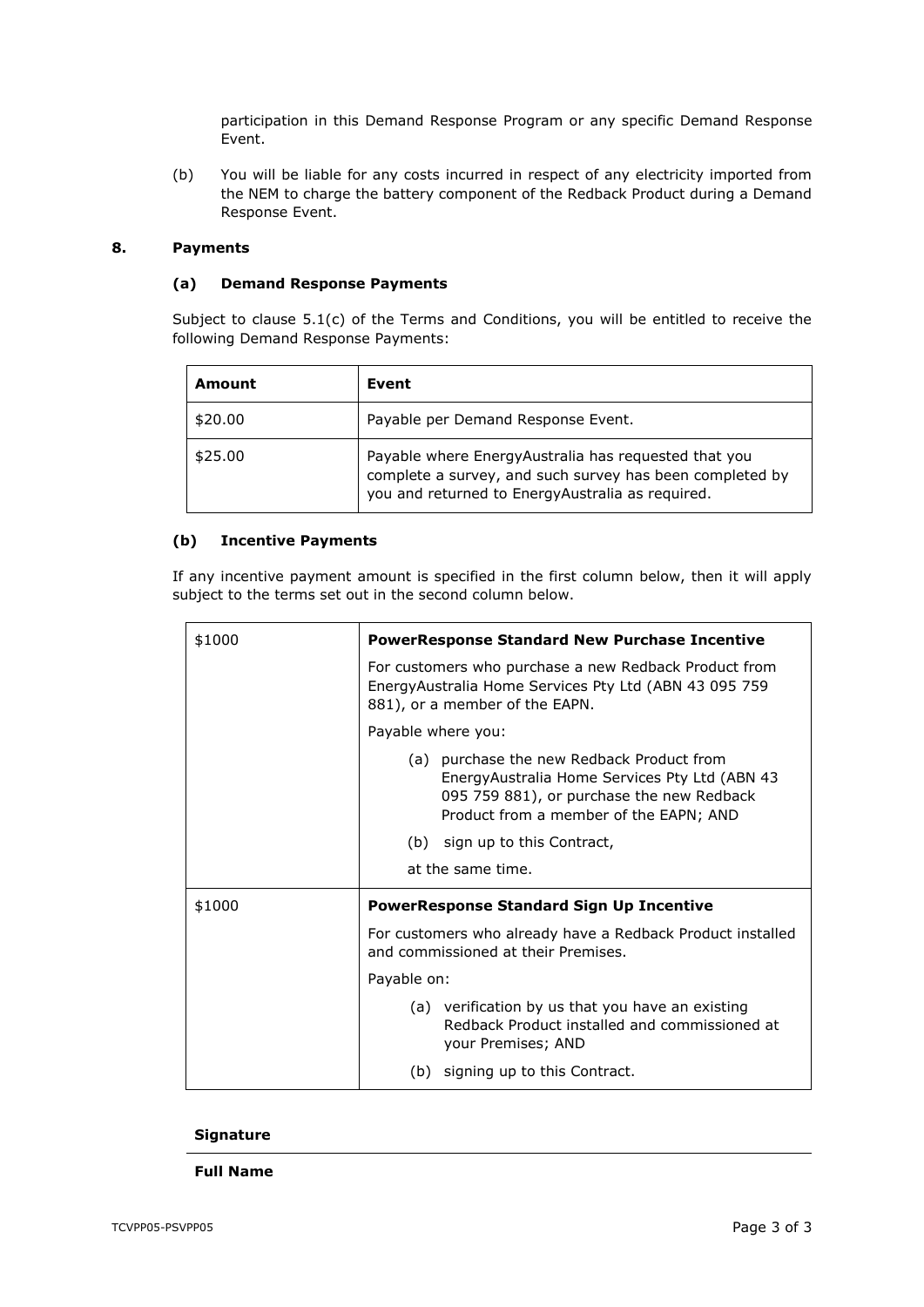participation in this Demand Response Program or any specific Demand Response Event.

(b) You will be liable for any costs incurred in respect of any electricity imported from the NEM to charge the battery component of the Redback Product during a Demand Response Event.

## 8. Payments

### (a) Demand Response Payments

Subject to clause 5.1(c) of the Terms and Conditions, you will be entitled to receive the following Demand Response Payments:

| Amount | Event |
|---|---|
| $20.00 | Payable per Demand Response Event. |
| $25.00 | Payable where EnergyAustralia has requested that you complete a survey, and such survey has been completed by you and returned to EnergyAustralia as required. |

### (b) Incentive Payments

If any incentive payment amount is specified in the first column below, then it will apply subject to the terms set out in the second column below.

| | |
|---|---|
| $1000 | **PowerResponse Standard New Purchase Incentive**<br>For customers who purchase a new Redback Product from EnergyAustralia Home Services Pty Ltd (ABN 43 095 759 881), or a member of the EAPN.<br>Payable where you:<br>(a) purchase the new Redback Product from EnergyAustralia Home Services Pty Ltd (ABN 43 095 759 881), or purchase the new Redback Product from a member of the EAPN; AND<br>(b) sign up to this Contract,<br>at the same time. |
| $1000 | **PowerResponse Standard Sign Up Incentive**<br>For customers who already have a Redback Product installed and commissioned at their Premises.<br>Payable on:<br>(a) verification by us that you have an existing Redback Product installed and commissioned at your Premises; AND<br>(b) signing up to this Contract. |

**Signature**

---

**Full Name**

TCVPP05-PSVPP05